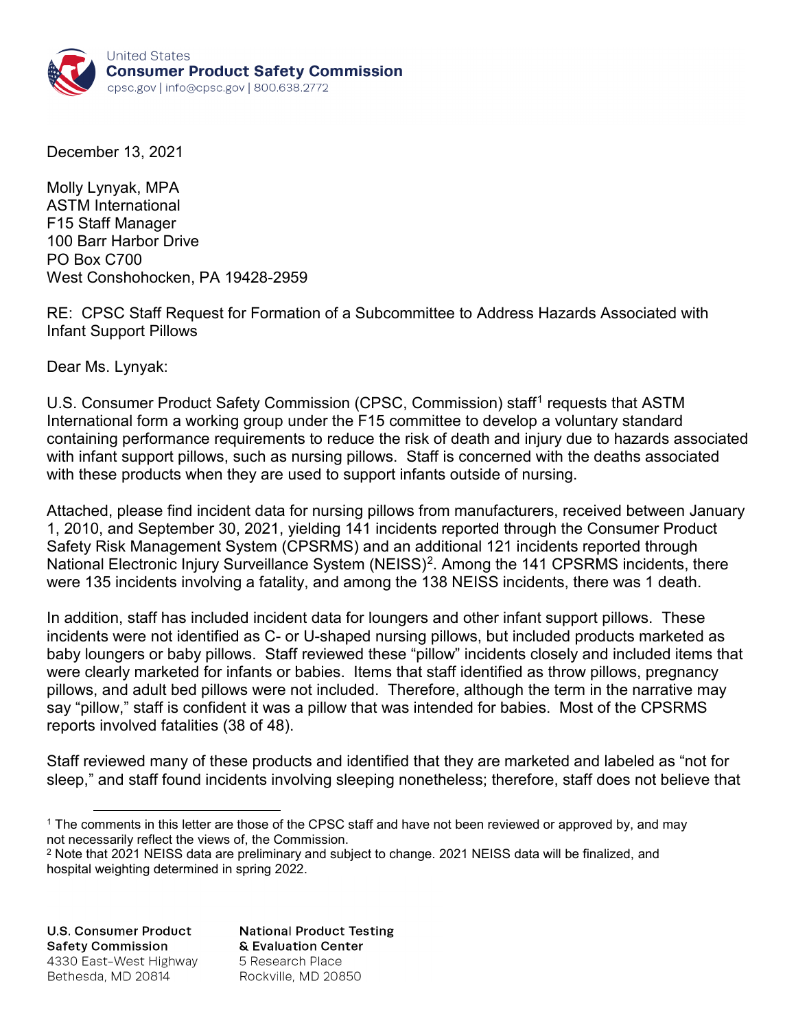United States
**Consumer Product Safety Commission**
cpsc.gov | info@cpsc.gov | 800.638.2772

December 13, 2021

Molly Lynyak, MPA
ASTM International
F15 Staff Manager
100 Barr Harbor Drive
PO Box C700
West Conshohocken, PA 19428-2959

RE: CPSC Staff Request for Formation of a Subcommittee to Address Hazards Associated with Infant Support Pillows

Dear Ms. Lynyak:

U.S. Consumer Product Safety Commission (CPSC, Commission) staff[1] requests that ASTM International form a working group under the F15 committee to develop a voluntary standard containing performance requirements to reduce the risk of death and injury due to hazards associated with infant support pillows, such as nursing pillows. Staff is concerned with the deaths associated with these products when they are used to support infants outside of nursing.

Attached, please find incident data for nursing pillows from manufacturers, received between January 1, 2010, and September 30, 2021, yielding 141 incidents reported through the Consumer Product Safety Risk Management System (CPSRMS) and an additional 121 incidents reported through National Electronic Injury Surveillance System (NEISS)[2]. Among the 141 CPSRMS incidents, there were 135 incidents involving a fatality, and among the 138 NEISS incidents, there was 1 death.

In addition, staff has included incident data for loungers and other infant support pillows. These incidents were not identified as C- or U-shaped nursing pillows, but included products marketed as baby loungers or baby pillows. Staff reviewed these "pillow" incidents closely and included items that were clearly marketed for infants or babies. Items that staff identified as throw pillows, pregnancy pillows, and adult bed pillows were not included. Therefore, although the term in the narrative may say "pillow," staff is confident it was a pillow that was intended for babies. Most of the CPSRMS reports involved fatalities (38 of 48).

Staff reviewed many of these products and identified that they are marketed and labeled as "not for sleep," and staff found incidents involving sleeping nonetheless; therefore, staff does not believe that

[1] The comments in this letter are those of the CPSC staff and have not been reviewed or approved by, and may not necessarily reflect the views of, the Commission.
[2] Note that 2021 NEISS data are preliminary and subject to change. 2021 NEISS data will be finalized, and hospital weighting determined in spring 2022.

**U.S. Consumer Product Safety Commission**
4330 East-West Highway
Bethesda, MD 20814

**National Product Testing & Evaluation Center**
5 Research Place
Rockville, MD 20850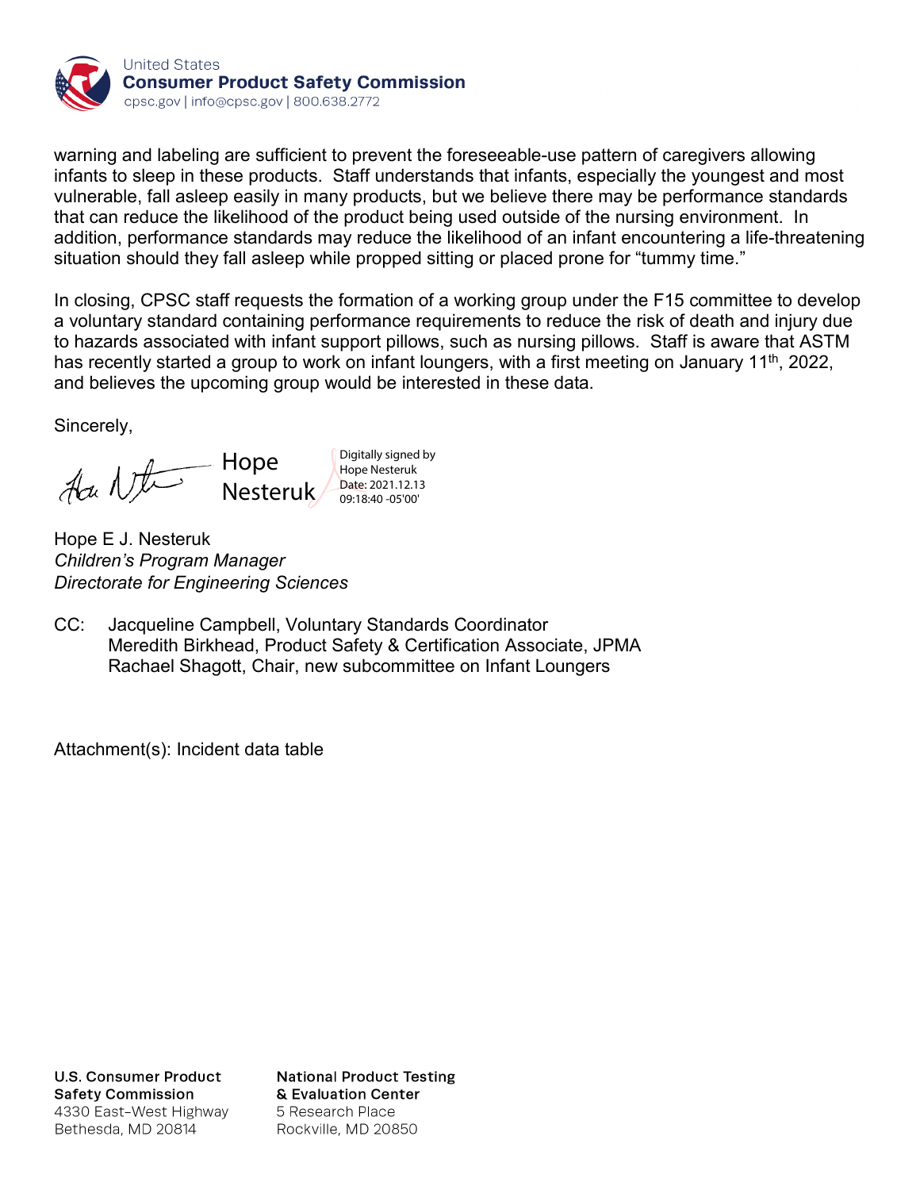warning and labeling are sufficient to prevent the foreseeable-use pattern of caregivers allowing infants to sleep in these products. Staff understands that infants, especially the youngest and most vulnerable, fall asleep easily in many products, but we believe there may be performance standards that can reduce the likelihood of the product being used outside of the nursing environment. In addition, performance standards may reduce the likelihood of an infant encountering a life-threatening situation should they fall asleep while propped sitting or placed prone for "tummy time."

In closing, CPSC staff requests the formation of a working group under the F15 committee to develop a voluntary standard containing performance requirements to reduce the risk of death and injury due to hazards associated with infant support pillows, such as nursing pillows. Staff is aware that ASTM has recently started a group to work on infant loungers, with a first meeting on January 11th, 2022, and believes the upcoming group would be interested in these data.

Sincerely,

Hope Nesteruk

Digitally signed by Hope Nesteruk
Date: 2021.12.13 09:18:40 -05'00'

Hope E J. Nesteruk
*Children's Program Manager*
*Directorate for Engineering Sciences*

CC: Jacqueline Campbell, Voluntary Standards Coordinator
Meredith Birkhead, Product Safety & Certification Associate, JPMA
Rachael Shagott, Chair, new subcommittee on Infant Loungers

Attachment(s): Incident data table